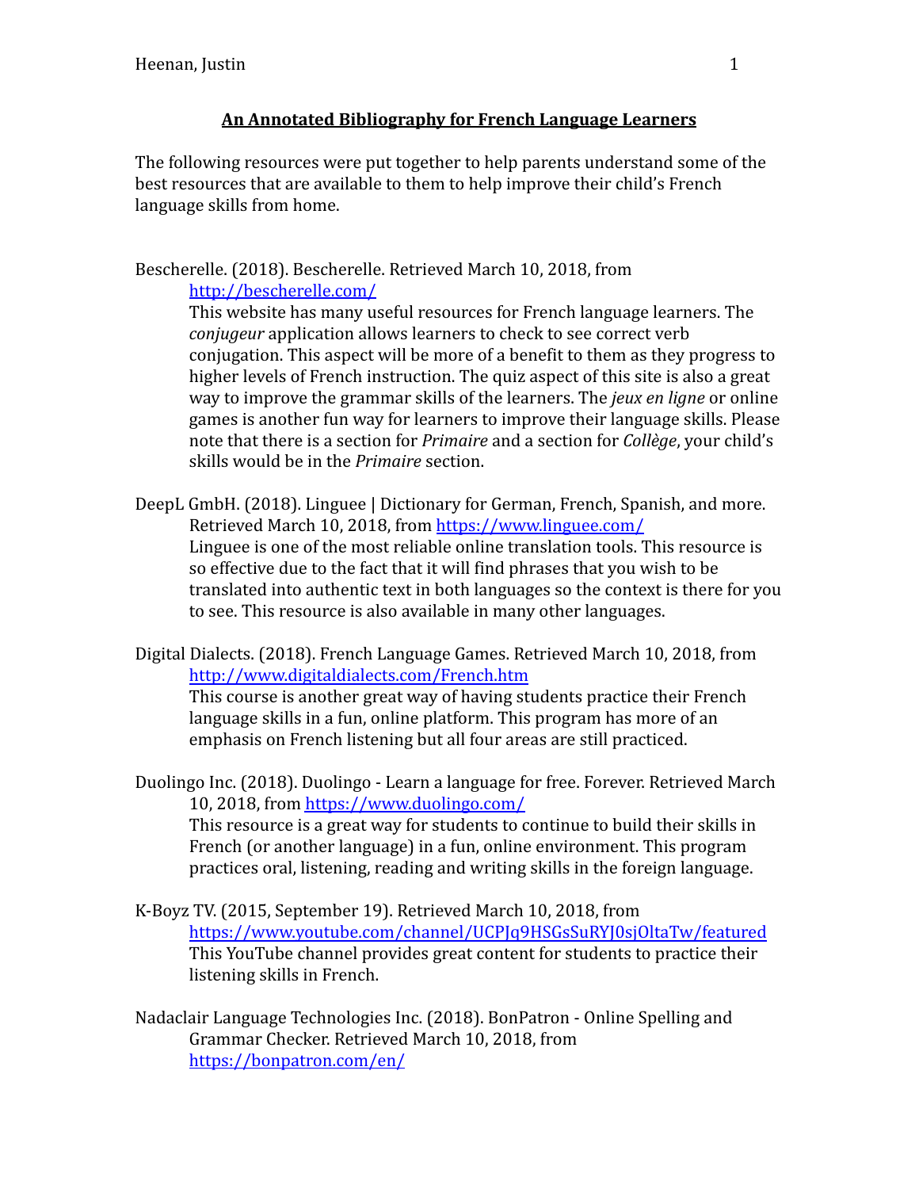**An Annotated Bibliography for French Language Learners**

The following resources were put together to help parents understand some of the best resources that are available to them to help improve their child's French language skills from home.

Bescherelle. (2018). Bescherelle. Retrieved March 10, 2018, from [http://bescherelle.com/](http://bescherelle.com/)
This website has many useful resources for French language learners. The *conjugeur* application allows learners to check to see correct verb conjugation. This aspect will be more of a benefit to them as they progress to higher levels of French instruction. The quiz aspect of this site is also a great way to improve the grammar skills of the learners. The *jeux en ligne* or online games is another fun way for learners to improve their language skills. Please note that there is a section for *Primaire* and a section for *Collège*, your child's skills would be in the *Primaire* section.

DeepL GmbH. (2018). Linguee | Dictionary for German, French, Spanish, and more. Retrieved March 10, 2018, from [https://www.linguee.com/](https://www.linguee.com/)
Linguee is one of the most reliable online translation tools. This resource is so effective due to the fact that it will find phrases that you wish to be translated into authentic text in both languages so the context is there for you to see. This resource is also available in many other languages.

Digital Dialects. (2018). French Language Games. Retrieved March 10, 2018, from [http://www.digitaldialects.com/French.htm](http://www.digitaldialects.com/French.htm)
This course is another great way of having students practice their French language skills in a fun, online platform. This program has more of an emphasis on French listening but all four areas are still practiced.

Duolingo Inc. (2018). Duolingo - Learn a language for free. Forever. Retrieved March 10, 2018, from [https://www.duolingo.com/](https://www.duolingo.com/)
This resource is a great way for students to continue to build their skills in French (or another language) in a fun, online environment. This program practices oral, listening, reading and writing skills in the foreign language.

K-Boyz TV. (2015, September 19). Retrieved March 10, 2018, from [https://www.youtube.com/channel/UCPJq9HSGsSuRYJ0sjOltaTw/featured](https://www.youtube.com/channel/UCPJq9HSGsSuRYJ0sjOltaTw/featured)
This YouTube channel provides great content for students to practice their listening skills in French.

Nadaclair Language Technologies Inc. (2018). BonPatron - Online Spelling and Grammar Checker. Retrieved March 10, 2018, from [https://bonpatron.com/en/](https://bonpatron.com/en/)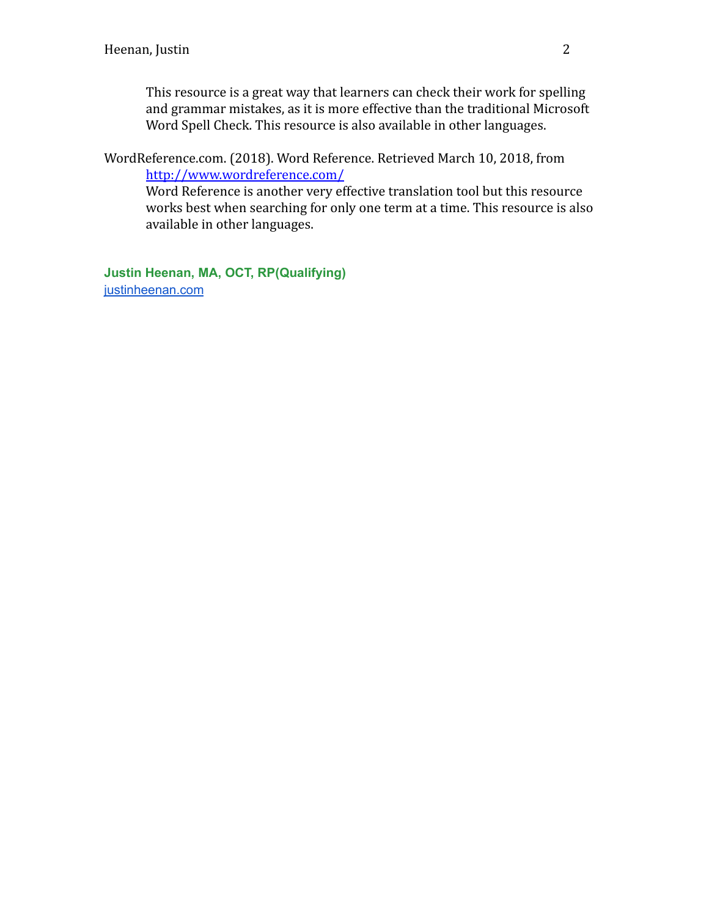This resource is a great way that learners can check their work for spelling and grammar mistakes, as it is more effective than the traditional Microsoft Word Spell Check. This resource is also available in other languages.

WordReference.com. (2018). Word Reference. Retrieved March 10, 2018, from http://www.wordreference.com/

Word Reference is another very effective translation tool but this resource works best when searching for only one term at a time. This resource is also available in other languages.

**Justin Heenan, MA, OCT, RP(Qualifying)**
justinheenan.com